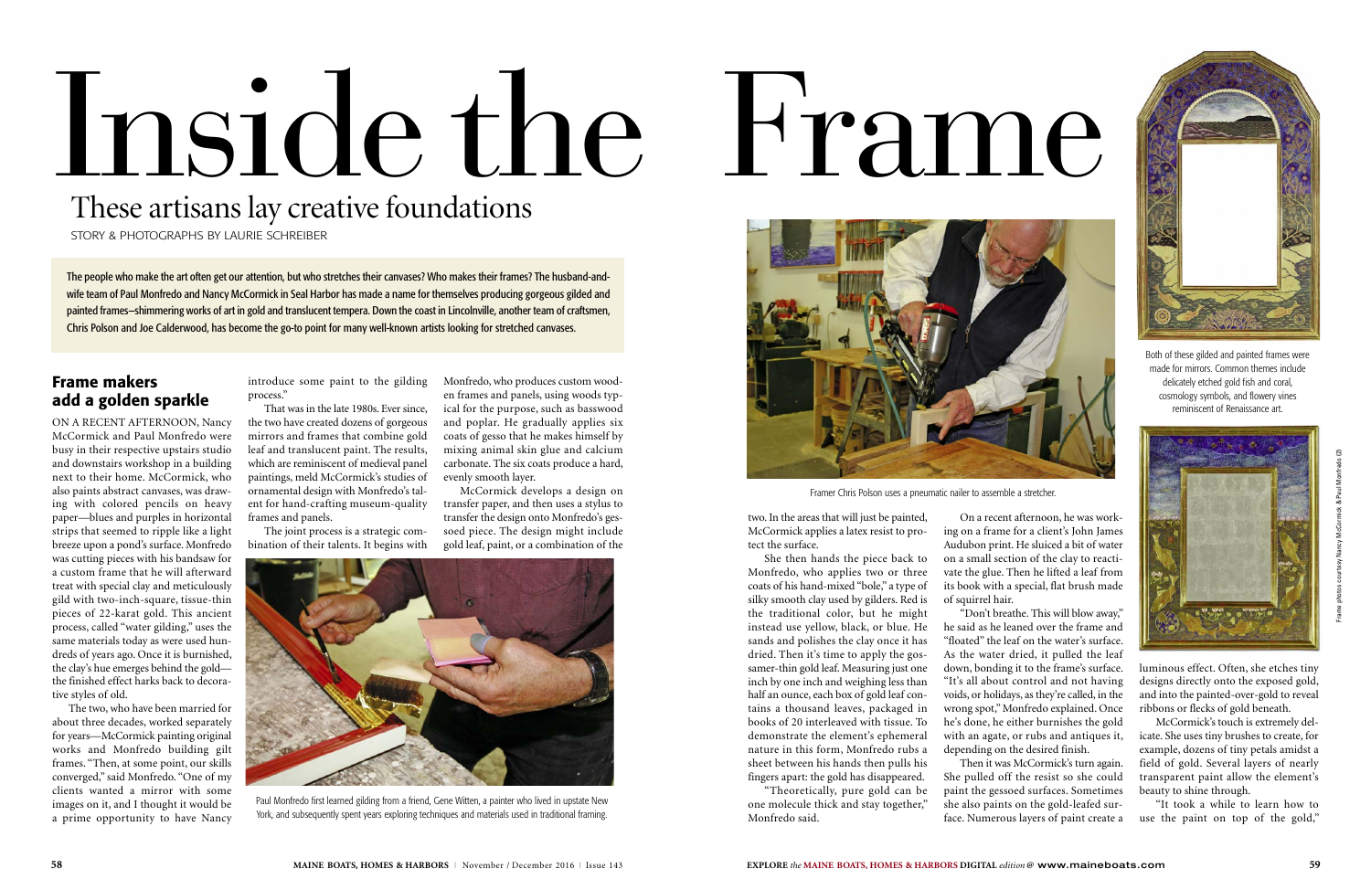# Inside the Frame

## These artisans lay creative foundations

STORY & PHOTOGRAPHS BY LAURIE SCHREIBER

**The people who make the art often get our attention, but who stretches their canvases? Who makes their frames? The husband-and-wife team of Paul Monfredo and Nancy McCormick in Seal Harbor has made a name for themselves producing gorgeous gilded and painted frames—shimmering works of art in gold and translucent tempera. Down the coast in Lincolnville, another team of craftsmen, Chris Polson and Joe Calderwood, has become the go-to point for many well-known artists looking for stretched canvases.**

### Frame makers add a golden sparkle

ON A RECENT AFTERNOON, Nancy McCormick and Paul Monfredo were busy in their respective upstairs studio and downstairs workshop in a building next to their home. McCormick, who also paints abstract canvases, was drawing with colored pencils on heavy paper—blues and purples in horizontal strips that seemed to ripple like a light breeze upon a pond's surface. Monfredo was cutting pieces with his bandsaw for a custom frame that he will afterward treat with special clay and meticulously gild with two-inch-square, tissue-thin pieces of 22-karat gold. This ancient process, called "water gilding," uses the same materials today as were used hundreds of years ago. Once it is burnished, the clay's hue emerges behind the gold—the finished effect harks back to decorative styles of old.

The two, who have been married for about three decades, worked separately for years—McCormick painting original works and Monfredo building gilt frames. "Then, at some point, our skills converged," said Monfredo. "One of my clients wanted a mirror with some images on it, and I thought it would be a prime opportunity to have Nancy introduce some paint to the gilding process."

That was in the late 1980s. Ever since, the two have created dozens of gorgeous mirrors and frames that combine gold leaf and translucent paint. The results, which are reminiscent of medieval panel paintings, meld McCormick's studies of ornamental design with Monfredo's talent for hand-crafting museum-quality frames and panels.

The joint process is a strategic combination of their talents. It begins with Monfredo, who produces custom wooden frames and panels, using woods typical for the purpose, such as basswood and poplar. He gradually applies six coats of gesso that he makes himself by mixing animal skin glue and calcium carbonate. The six coats produce a hard, evenly smooth layer.

McCormick develops a design on transfer paper, and then uses a stylus to transfer the design onto Monfredo's gessoed piece. The design might include gold leaf, paint, or a combination of the two. In the areas that will just be painted, McCormick applies a latex resist to protect the surface.

Paul Monfredo first learned gilding from a friend, Gene Witten, a painter who lived in upstate New York, and subsequently spent years exploring techniques and materials used in traditional framing.

She then hands the piece back to Monfredo, who applies two or three coats of his hand-mixed "bole," a type of silky smooth clay used by gilders. Red is the traditional color, but he might instead use yellow, black, or blue. He sands and polishes the clay once it has dried. Then it's time to apply the gossamer-thin gold leaf. Measuring just one inch by one inch and weighing less than half an ounce, each box of gold leaf contains a thousand leaves, packaged in books of 20 interleaved with tissue. To demonstrate the element's ephemeral nature in this form, Monfredo rubs a sheet between his hands then pulls his fingers apart: the gold has disappeared.

"Theoretically, pure gold can be one molecule thick and stay together," Monfredo said.

Framer Chris Polson uses a pneumatic nailer to assemble a stretcher.

On a recent afternoon, he was working on a frame for a client's John James Audubon print. He sluiced a bit of water on a small section of the clay to reactivate the glue. Then he lifted a leaf from its book with a special, flat brush made of squirrel hair.

"Don't breathe. This will blow away," he said as he leaned over the frame and "floated" the leaf on the water's surface. As the water dried, it pulled the leaf down, bonding it to the frame's surface. "It's all about control and not having voids, or holidays, as they're called, in the wrong spot," Monfredo explained. Once he's done, he either burnishes the gold with an agate, or rubs and antiques it, depending on the desired finish.

Then it was McCormick's turn again. She pulled off the resist so she could paint the gessoed surfaces. Sometimes she also paints on the gold-leafed surface. Numerous layers of paint create a luminous effect. Often, she etches tiny designs directly onto the exposed gold, and into the painted-over-gold to reveal ribbons or flecks of gold beneath.

McCormick's touch is extremely delicate. She uses tiny brushes to create, for example, dozens of tiny petals amidst a field of gold. Several layers of nearly transparent paint allow the element's beauty to shine through.

"It took a while to learn how to use the paint on top of the gold,"

Both of these gilded and painted frames were made for mirrors. Common themes include delicately etched gold fish and coral, cosmology symbols, and flowery vines reminiscent of Renaissance art.

Frame photos courtesy Nancy McCormick & Paul Monfredo (2)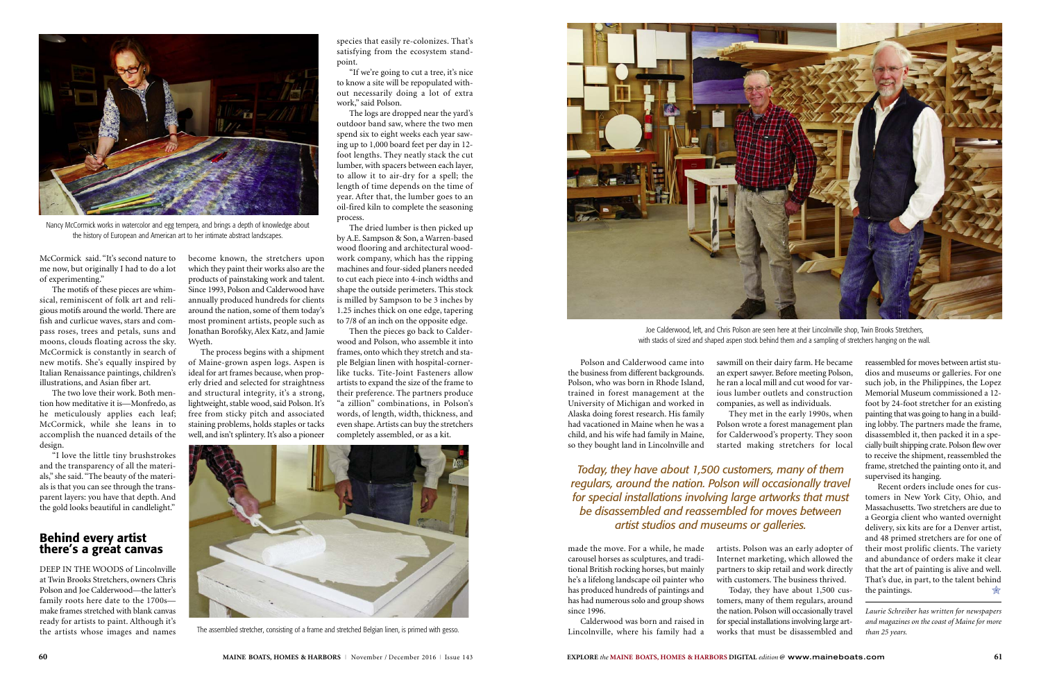Nancy McCormick works in watercolor and egg tempera, and brings a depth of knowledge about the history of European and American art to her intimate abstract landscapes.

McCormick said. "It's second nature to me now, but originally I had to do a lot of experimenting."

The motifs of these pieces are whimsical, reminiscent of folk art and religious motifs around the world. There are fish and curlicue waves, stars and compass roses, trees and petals, suns and moons, clouds floating across the sky. McCormick is constantly in search of new motifs. She's equally inspired by Italian Renaissance paintings, children's illustrations, and Asian fiber art.

The two love their work. Both mention how meditative it is—Monfredo, as he meticulously applies each leaf; McCormick, while she leans in to accomplish the nuanced details of the design.

"I love the little tiny brushstrokes and the transparency of all the materials," she said. "The beauty of the materials is that you can see through the transparent layers: you have that depth. And the gold looks beautiful in candlelight."

## Behind every artist there's a great canvas

DEEP IN THE WOODS of Lincolnville at Twin Brooks Stretchers, owners Chris Polson and Joe Calderwood—the latter's family roots here date to the 1700s—make frames stretched with blank canvas ready for artists to paint. Although it's the artists whose images and names become known, the stretchers upon which they paint their works also are the products of painstaking work and talent. Since 1993, Polson and Calderwood have annually produced hundreds for clients around the nation, some of them today's most prominent artists, people such as Jonathan Borofsky, Alex Katz, and Jamie Wyeth.

The process begins with a shipment of Maine-grown aspen logs. Aspen is ideal for art frames because, when properly dried and selected for straightness and structural integrity, it's a strong, lightweight, stable wood, said Polson. It's free from sticky pitch and associated staining problems, holds staples or tacks well, and isn't splintery. It's also a pioneer species that easily re-colonizes. That's satisfying from the ecosystem standpoint.

"If we're going to cut a tree, it's nice to know a site will be repopulated without necessarily doing a lot of extra work," said Polson.

The logs are dropped near the yard's outdoor band saw, where the two men spend six to eight weeks each year sawing up to 1,000 board feet per day in 12-foot lengths. They neatly stack the cut lumber, with spacers between each layer, to allow it to air-dry for a spell; the length of time depends on the time of year. After that, the lumber goes to an oil-fired kiln to complete the seasoning process.

The dried lumber is then picked up by A.E. Sampson & Son, a Warren-based wood flooring and architectural woodwork company, which has the ripping machines and four-sided planers needed to cut each piece into 4-inch widths and shape the outside perimeters. This stock is milled by Sampson to be 3 inches by 1.25 inches thick on one edge, tapering to 7/8 of an inch on the opposite edge.

Then the pieces go back to Calderwood and Polson, who assemble it into frames, onto which they stretch and staple Belgian linen with hospital-corner-like tucks. Tite-Joint Fasteners allow artists to expand the size of the frame to their preference. The partners produce "a zillion" combinations, in Polson's words, of length, width, thickness, and even shape. Artists can buy the stretchers completely assembled, or as a kit.

The assembled stretcher, consisting of a frame and stretched Belgian linen, is primed with gesso.

Joe Calderwood, left, and Chris Polson are seen here at their Lincolnville shop, Twin Brooks Stretchers, with stacks of sized and shaped aspen stock behind them and a sampling of stretchers hanging on the wall.

Polson and Calderwood came into the business from different backgrounds. Polson, who was born in Rhode Island, trained in forest management at the University of Michigan and worked in Alaska doing forest research. His family had vacationed in Maine when he was a child, and his wife had family in Maine, so they bought land in Lincolnville and made the move. For a while, he made carousel horses as sculptures, and traditional British rocking horses, but mainly he's a lifelong landscape oil painter who has produced hundreds of paintings and has had numerous solo and group shows since 1996.

Calderwood was born and raised in Lincolnville, where his family had a sawmill on their dairy farm. He became an expert sawyer. Before meeting Polson, he ran a local mill and cut wood for various lumber outlets and construction companies, as well as individuals.

They met in the early 1990s, when Polson wrote a forest management plan for Calderwood's property. They soon started making stretchers for local artists. Polson was an early adopter of Internet marketing, which allowed the partners to skip retail and work directly with customers. The business thrived.

*Today, they have about 1,500 customers, many of them regulars, around the nation. Polson will occasionally travel for special installations involving large artworks that must be disassembled and reassembled for moves between artist studios and museums or galleries.*

Today, they have about 1,500 customers, many of them regulars, around the nation. Polson will occasionally travel for special installations involving large artworks that must be disassembled and reassembled for moves between artist studios and museums or galleries. For one such job, in the Philippines, the Lopez Memorial Museum commissioned a 12-foot by 24-foot stretcher for an existing painting that was going to hang in a building lobby. The partners made the frame, disassembled it, then packed it in a specially built shipping crate. Polson flew over to receive the shipment, reassembled the frame, stretched the painting onto it, and supervised its hanging.

Recent orders include ones for customers in New York City, Ohio, and Massachusetts. Two stretchers are due to a Georgia client who wanted overnight delivery, six kits are for a Denver artist, and 48 primed stretchers are for one of their most prolific clients. The variety and abundance of orders make it clear that the art of painting is alive and well. That's due, in part, to the talent behind the paintings.

*Laurie Schreiber has written for newspapers and magazines on the coast of Maine for more than 25 years.*